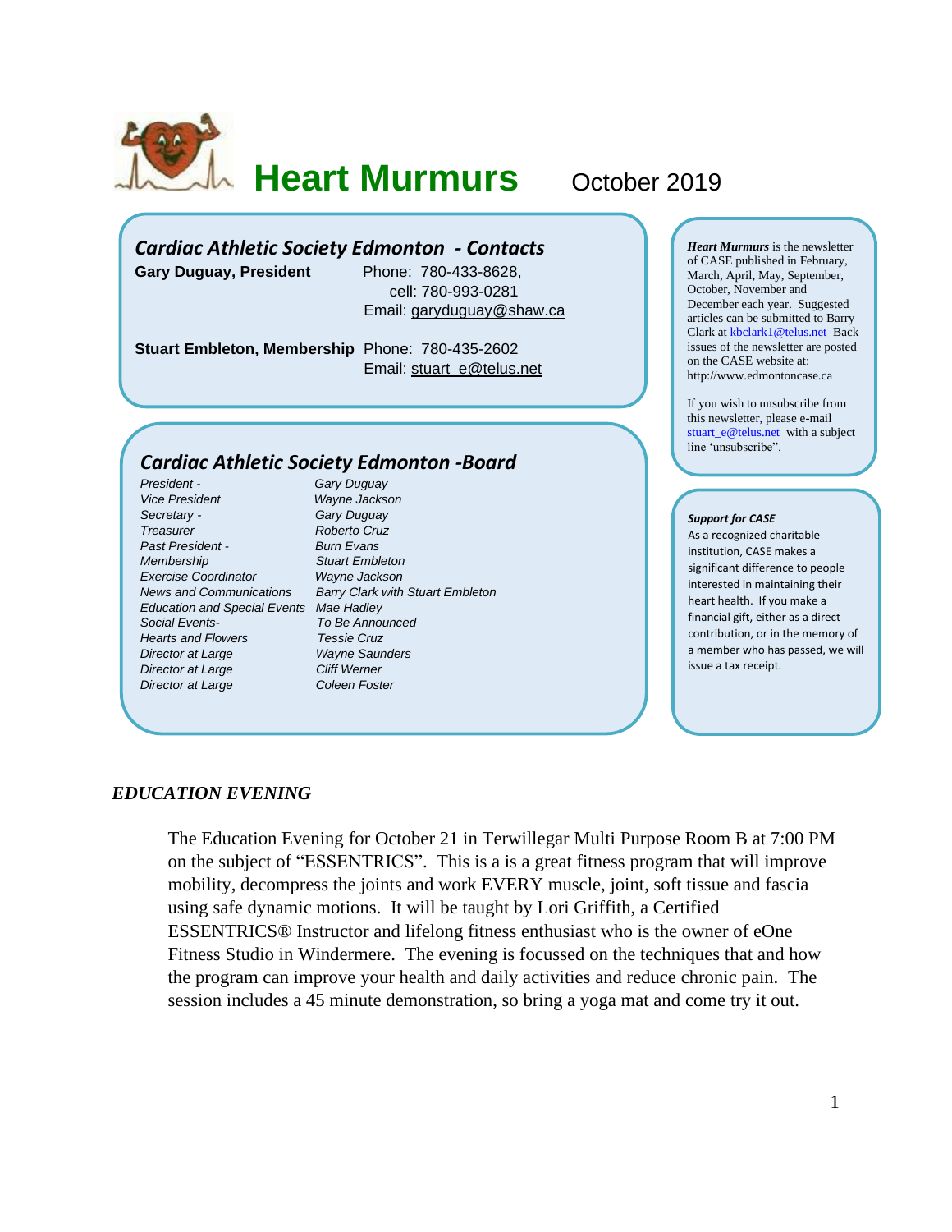# Heart Murmurs

October 2019

## *Cardiac Athletic Society Edmonton - Contacts*

**Gary Duguay, President** Phone: 780-433-8628,
cell: 780-993-0281
Email: garyduguay@shaw.ca

**Stuart Embleton, Membership** Phone: 780-435-2602
Email: stuart_e@telus.net

## *Cardiac Athletic Society Edmonton -Board*

| | |
|---|---|
| *President -* | *Gary Duguay* |
| *Vice President* | *Wayne Jackson* |
| *Secretary -* | *Gary Duguay* |
| *Treasurer* | *Roberto Cruz* |
| *Past President -* | *Burn Evans* |
| *Membership* | *Stuart Embleton* |
| *Exercise Coordinator* | *Wayne Jackson* |
| *News and Communications* | *Barry Clark with Stuart Embleton* |
| *Education and Special Events* | *Mae Hadley* |
| *Social Events-* | *To Be Announced* |
| *Hearts and Flowers* | *Tessie Cruz* |
| *Director at Large* | *Wayne Saunders* |
| *Director at Large* | *Cliff Werner* |
| *Director at Large* | *Coleen Foster* |

***Heart Murmurs*** is the newsletter of CASE published in February, March, April, May, September, October, November and December each year. Suggested articles can be submitted to Barry Clark at kbclark1@telus.net Back issues of the newsletter are posted on the CASE website at: http://www.edmontoncase.ca

If you wish to unsubscribe from this newsletter, please e-mail stuart_e@telus.net with a subject line 'unsubscribe".

***Support for CASE***

As a recognized charitable institution, CASE makes a significant difference to people interested in maintaining their heart health. If you make a financial gift, either as a direct contribution, or in the memory of a member who has passed, we will issue a tax receipt.

### *EDUCATION EVENING*

The Education Evening for October 21 in Terwillegar Multi Purpose Room B at 7:00 PM on the subject of "ESSENTRICS". This is a is a great fitness program that will improve mobility, decompress the joints and work EVERY muscle, joint, soft tissue and fascia using safe dynamic motions. It will be taught by Lori Griffith, a Certified ESSENTRICS® Instructor and lifelong fitness enthusiast who is the owner of eOne Fitness Studio in Windermere. The evening is focussed on the techniques that and how the program can improve your health and daily activities and reduce chronic pain. The session includes a 45 minute demonstration, so bring a yoga mat and come try it out.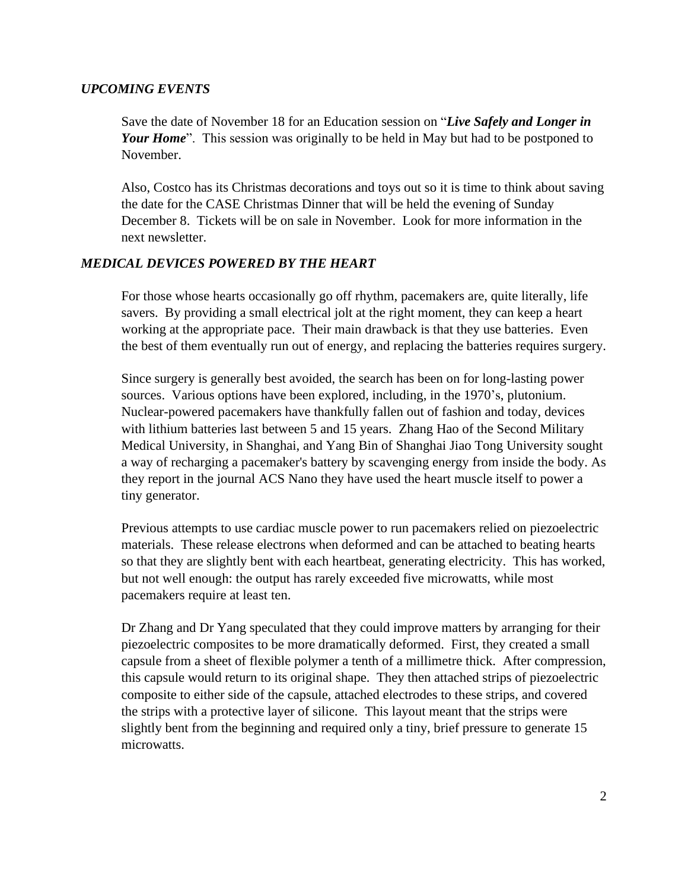## *UPCOMING EVENTS*

Save the date of November 18 for an Education session on "***Live Safely and Longer in Your Home***". This session was originally to be held in May but had to be postponed to November.

Also, Costco has its Christmas decorations and toys out so it is time to think about saving the date for the CASE Christmas Dinner that will be held the evening of Sunday December 8. Tickets will be on sale in November. Look for more information in the next newsletter.

## *MEDICAL DEVICES POWERED BY THE HEART*

For those whose hearts occasionally go off rhythm, pacemakers are, quite literally, life savers. By providing a small electrical jolt at the right moment, they can keep a heart working at the appropriate pace. Their main drawback is that they use batteries. Even the best of them eventually run out of energy, and replacing the batteries requires surgery.

Since surgery is generally best avoided, the search has been on for long-lasting power sources. Various options have been explored, including, in the 1970's, plutonium. Nuclear-powered pacemakers have thankfully fallen out of fashion and today, devices with lithium batteries last between 5 and 15 years. Zhang Hao of the Second Military Medical University, in Shanghai, and Yang Bin of Shanghai Jiao Tong University sought a way of recharging a pacemaker's battery by scavenging energy from inside the body. As they report in the journal ACS Nano they have used the heart muscle itself to power a tiny generator.

Previous attempts to use cardiac muscle power to run pacemakers relied on piezoelectric materials. These release electrons when deformed and can be attached to beating hearts so that they are slightly bent with each heartbeat, generating electricity. This has worked, but not well enough: the output has rarely exceeded five microwatts, while most pacemakers require at least ten.

Dr Zhang and Dr Yang speculated that they could improve matters by arranging for their piezoelectric composites to be more dramatically deformed. First, they created a small capsule from a sheet of flexible polymer a tenth of a millimetre thick. After compression, this capsule would return to its original shape. They then attached strips of piezoelectric composite to either side of the capsule, attached electrodes to these strips, and covered the strips with a protective layer of silicone. This layout meant that the strips were slightly bent from the beginning and required only a tiny, brief pressure to generate 15 microwatts.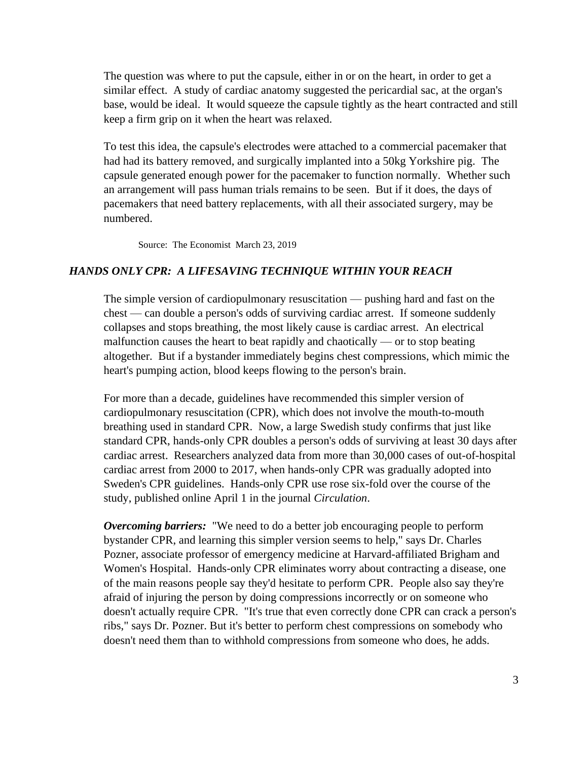The question was where to put the capsule, either in or on the heart, in order to get a similar effect. A study of cardiac anatomy suggested the pericardial sac, at the organ's base, would be ideal. It would squeeze the capsule tightly as the heart contracted and still keep a firm grip on it when the heart was relaxed.

To test this idea, the capsule's electrodes were attached to a commercial pacemaker that had had its battery removed, and surgically implanted into a 50kg Yorkshire pig. The capsule generated enough power for the pacemaker to function normally. Whether such an arrangement will pass human trials remains to be seen. But if it does, the days of pacemakers that need battery replacements, with all their associated surgery, may be numbered.

Source: The Economist March 23, 2019

### *HANDS ONLY CPR: A LIFESAVING TECHNIQUE WITHIN YOUR REACH*

The simple version of cardiopulmonary resuscitation — pushing hard and fast on the chest — can double a person's odds of surviving cardiac arrest. If someone suddenly collapses and stops breathing, the most likely cause is cardiac arrest. An electrical malfunction causes the heart to beat rapidly and chaotically — or to stop beating altogether. But if a bystander immediately begins chest compressions, which mimic the heart's pumping action, blood keeps flowing to the person's brain.

For more than a decade, guidelines have recommended this simpler version of cardiopulmonary resuscitation (CPR), which does not involve the mouth-to-mouth breathing used in standard CPR. Now, a large Swedish study confirms that just like standard CPR, hands-only CPR doubles a person's odds of surviving at least 30 days after cardiac arrest. Researchers analyzed data from more than 30,000 cases of out-of-hospital cardiac arrest from 2000 to 2017, when hands-only CPR was gradually adopted into Sweden's CPR guidelines. Hands-only CPR use rose six-fold over the course of the study, published online April 1 in the journal *Circulation*.

***Overcoming barriers:*** "We need to do a better job encouraging people to perform bystander CPR, and learning this simpler version seems to help," says Dr. Charles Pozner, associate professor of emergency medicine at Harvard-affiliated Brigham and Women's Hospital. Hands-only CPR eliminates worry about contracting a disease, one of the main reasons people say they'd hesitate to perform CPR. People also say they're afraid of injuring the person by doing compressions incorrectly or on someone who doesn't actually require CPR. "It's true that even correctly done CPR can crack a person's ribs," says Dr. Pozner. But it's better to perform chest compressions on somebody who doesn't need them than to withhold compressions from someone who does, he adds.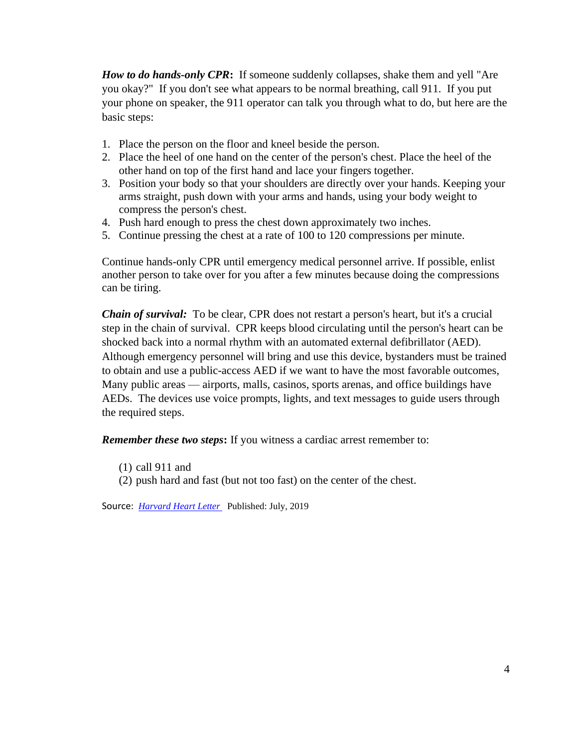***How to do hands-only CPR*:** If someone suddenly collapses, shake them and yell "Are you okay?" If you don't see what appears to be normal breathing, call 911. If you put your phone on speaker, the 911 operator can talk you through what to do, but here are the basic steps:

1. Place the person on the floor and kneel beside the person.
2. Place the heel of one hand on the center of the person's chest. Place the heel of the other hand on top of the first hand and lace your fingers together.
3. Position your body so that your shoulders are directly over your hands. Keeping your arms straight, push down with your arms and hands, using your body weight to compress the person's chest.
4. Push hard enough to press the chest down approximately two inches.
5. Continue pressing the chest at a rate of 100 to 120 compressions per minute.

Continue hands-only CPR until emergency medical personnel arrive. If possible, enlist another person to take over for you after a few minutes because doing the compressions can be tiring.

***Chain of survival:*** To be clear, CPR does not restart a person's heart, but it's a crucial step in the chain of survival. CPR keeps blood circulating until the person's heart can be shocked back into a normal rhythm with an automated external defibrillator (AED). Although emergency personnel will bring and use this device, bystanders must be trained to obtain and use a public-access AED if we want to have the most favorable outcomes, Many public areas — airports, malls, casinos, sports arenas, and office buildings have AEDs. The devices use voice prompts, lights, and text messages to guide users through the required steps.

***Remember these two steps*:** If you witness a cardiac arrest remember to:

(1) call 911 and
(2) push hard and fast (but not too fast) on the center of the chest.

Source: *Harvard Heart Letter* Published: July, 2019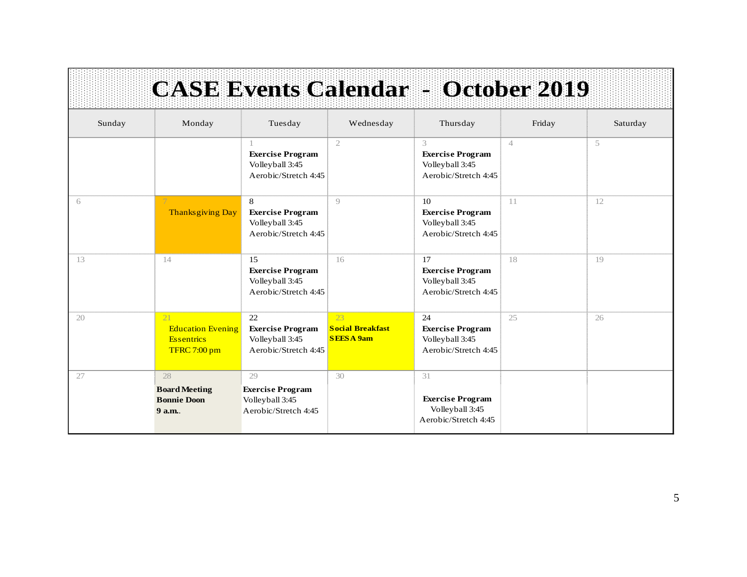# CASE Events Calendar - October 2019

| Sunday | Monday | Tuesday | Wednesday | Thursday | Friday | Saturday |
|---|---|---|---|---|---|---|
| | | 1 **Exercise Program** Volleyball 3:45 Aerobic/Stretch 4:45 | 2 | 3 **Exercise Program** Volleyball 3:45 Aerobic/Stretch 4:45 | 4 | 5 |
| 6 | 7 Thanksgiving Day | 8 **Exercise Program** Volleyball 3:45 Aerobic/Stretch 4:45 | 9 | 10 **Exercise Program** Volleyball 3:45 Aerobic/Stretch 4:45 | 11 | 12 |
| 13 | 14 | 15 **Exercise Program** Volleyball 3:45 Aerobic/Stretch 4:45 | 16 | 17 **Exercise Program** Volleyball 3:45 Aerobic/Stretch 4:45 | 18 | 19 |
| 20 | 21 Education Evening Essentrics TFRC 7:00 pm | 22 **Exercise Program** Volleyball 3:45 Aerobic/Stretch 4:45 | 23 **Social Breakfast SEESA 9am** | 24 **Exercise Program** Volleyball 3:45 Aerobic/Stretch 4:45 | 25 | 26 |
| 27 | 28 **Board Meeting Bonnie Doon 9 a.m.** | 29 **Exercise Program** Volleyball 3:45 Aerobic/Stretch 4:45 | 30 | 31 **Exercise Program** Volleyball 3:45 Aerobic/Stretch 4:45 | | |